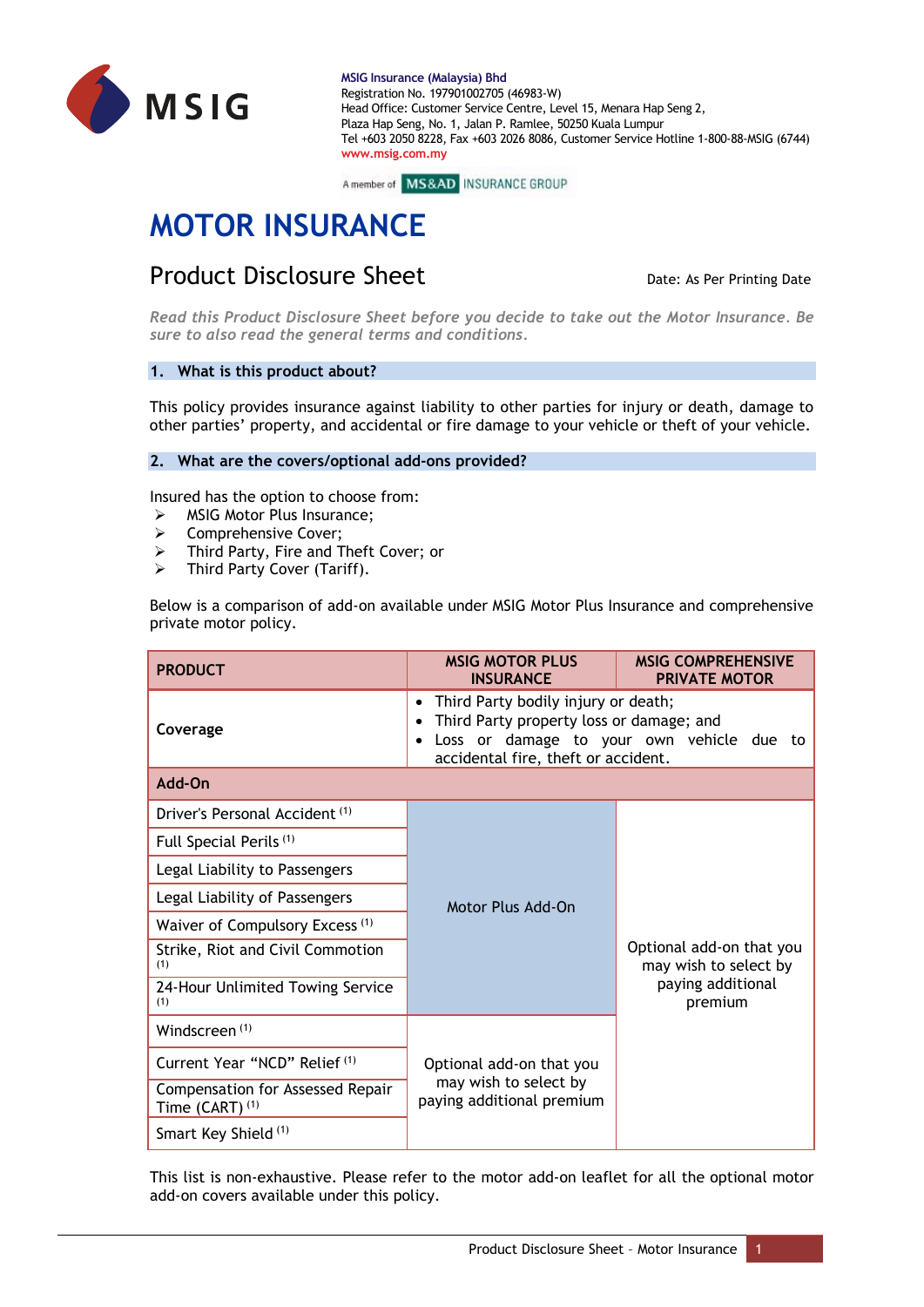MSIG Insurance (Malaysia) Bhd
Registration No. 197901002705 (46983-W)
Head Office: Customer Service Centre, Level 15, Menara Hap Seng 2,
Plaza Hap Seng, No. 1, Jalan P. Ramlee, 50250 Kuala Lumpur
Tel +603 2050 8228, Fax +603 2026 8086, Customer Service Hotline 1-800-88-MSIG (6744)
www.msig.com.my

A member of MS&AD INSURANCE GROUP

# MOTOR INSURANCE

## Product Disclosure Sheet

Date: As Per Printing Date

*Read this Product Disclosure Sheet before you decide to take out the Motor Insurance. Be sure to also read the general terms and conditions.*

### 1. What is this product about?

This policy provides insurance against liability to other parties for injury or death, damage to other parties' property, and accidental or fire damage to your vehicle or theft of your vehicle.

### 2. What are the covers/optional add-ons provided?

Insured has the option to choose from:

- MSIG Motor Plus Insurance;
- Comprehensive Cover;
- Third Party, Fire and Theft Cover; or
- Third Party Cover (Tariff).

Below is a comparison of add-on available under MSIG Motor Plus Insurance and comprehensive private motor policy.

| PRODUCT | MSIG MOTOR PLUS INSURANCE | MSIG COMPREHENSIVE PRIVATE MOTOR |
|---|---|---|
| **Coverage** | • Third Party bodily injury or death;<br>• Third Party property loss or damage; and<br>• Loss or damage to your own vehicle due to accidental fire, theft or accident. | |
| **Add-On** | | |
| Driver's Personal Accident [1] | Motor Plus Add-On | Optional add-on that you may wish to select by paying additional premium |
| Full Special Perils [1] | | |
| Legal Liability to Passengers | | |
| Legal Liability of Passengers | | |
| Waiver of Compulsory Excess [1] | | |
| Strike, Riot and Civil Commotion [1] | | |
| 24-Hour Unlimited Towing Service [1] | | |
| Windscreen [1] | Optional add-on that you may wish to select by paying additional premium | |
| Current Year "NCD" Relief [1] | | |
| Compensation for Assessed Repair Time (CART) [1] | | |
| Smart Key Shield [1] | | |

This list is non-exhaustive. Please refer to the motor add-on leaflet for all the optional motor add-on covers available under this policy.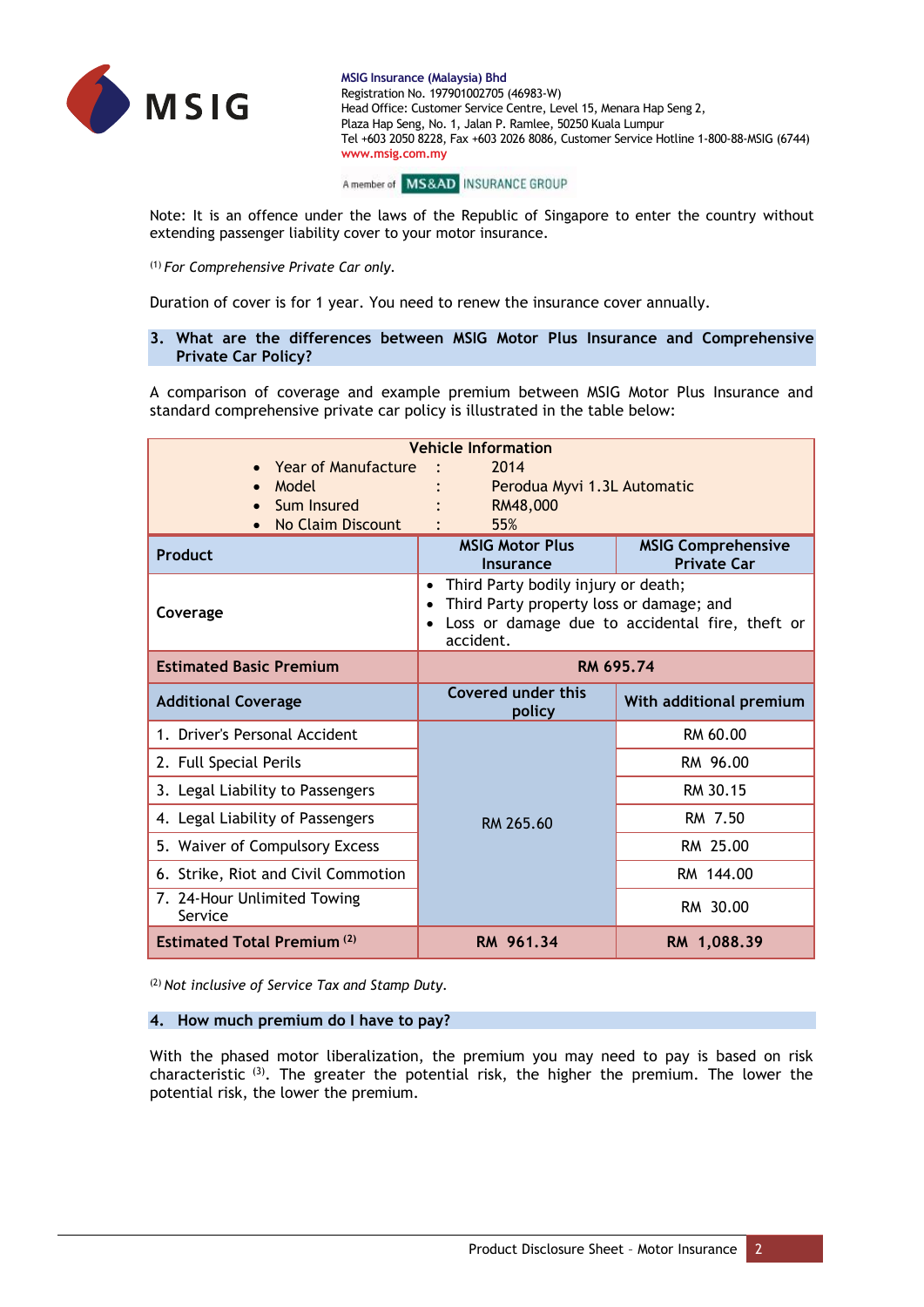Note: It is an offence under the laws of the Republic of Singapore to enter the country without extending passenger liability cover to your motor insurance.

[1] *For Comprehensive Private Car only.*

Duration of cover is for 1 year. You need to renew the insurance cover annually.

## 3. What are the differences between MSIG Motor Plus Insurance and Comprehensive Private Car Policy?

A comparison of coverage and example premium between MSIG Motor Plus Insurance and standard comprehensive private car policy is illustrated in the table below:

| **Vehicle Information** | | |
|---|---|---|
| • Year of Manufacture : 2014<br>• Model : Perodua Myvi 1.3L Automatic<br>• Sum Insured : RM48,000<br>• No Claim Discount : 55% | | |
| **Product** | **MSIG Motor Plus Insurance** | **MSIG Comprehensive Private Car** |
| **Coverage** | • Third Party bodily injury or death;<br>• Third Party property loss or damage; and<br>• Loss or damage due to accidental fire, theft or accident. | |
| **Estimated Basic Premium** | **RM 695.74** | |
| **Additional Coverage** | **Covered under this policy** | **With additional premium** |
| 1. Driver's Personal Accident | RM 265.60 | RM 60.00 |
| 2. Full Special Perils | | RM 96.00 |
| 3. Legal Liability to Passengers | | RM 30.15 |
| 4. Legal Liability of Passengers | | RM 7.50 |
| 5. Waiver of Compulsory Excess | | RM 25.00 |
| 6. Strike, Riot and Civil Commotion | | RM 144.00 |
| 7. 24-Hour Unlimited Towing Service | | RM 30.00 |
| **Estimated Total Premium [2]** | **RM 961.34** | **RM 1,088.39** |

[2] *Not inclusive of Service Tax and Stamp Duty.*

## 4. How much premium do I have to pay?

With the phased motor liberalization, the premium you may need to pay is based on risk characteristic [3]. The greater the potential risk, the higher the premium. The lower the potential risk, the lower the premium.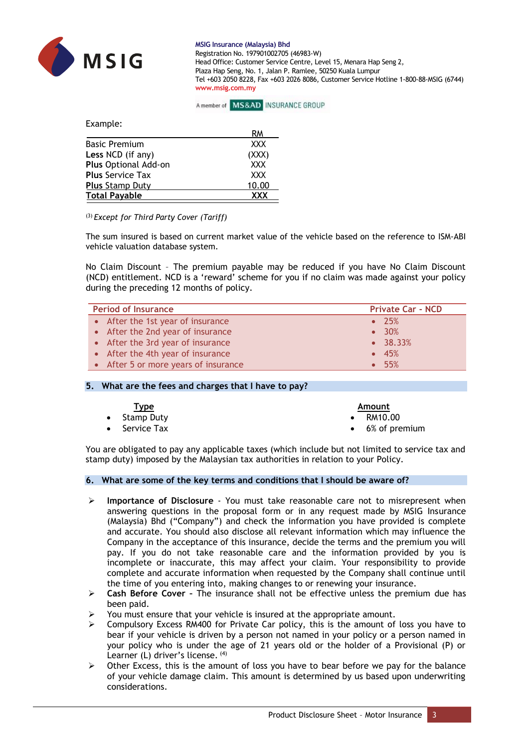Example:

| | RM |
|---|---|
| Basic Premium | XXX |
| **Less** NCD (if any) | (XXX) |
| **Plus** Optional Add-on | XXX |
| **Plus** Service Tax | XXX |
| **Plus** Stamp Duty | 10.00 |
| **Total Payable** | **XXX** |

[3] *Except for Third Party Cover (Tariff)*

The sum insured is based on current market value of the vehicle based on the reference to ISM-ABI vehicle valuation database system.

No Claim Discount – The premium payable may be reduced if you have No Claim Discount (NCD) entitlement. NCD is a 'reward' scheme for you if no claim was made against your policy during the preceding 12 months of policy.

| Period of Insurance | Private Car - NCD |
|---|---|
| • After the 1st year of insurance | • 25% |
| • After the 2nd year of insurance | • 30% |
| • After the 3rd year of insurance | • 38.33% |
| • After the 4th year of insurance | • 45% |
| • After 5 or more years of insurance | • 55% |

## 5. What are the fees and charges that I have to pay?

| Type | Amount |
|---|---|
| • Stamp Duty | • RM10.00 |
| • Service Tax | • 6% of premium |

You are obligated to pay any applicable taxes (which include but not limited to service tax and stamp duty) imposed by the Malaysian tax authorities in relation to your Policy.

## 6. What are some of the key terms and conditions that I should be aware of?

- **Importance of Disclosure** - You must take reasonable care not to misrepresent when answering questions in the proposal form or in any request made by MSIG Insurance (Malaysia) Bhd ("Company") and check the information you have provided is complete and accurate. You should also disclose all relevant information which may influence the Company in the acceptance of this insurance, decide the terms and the premium you will pay. If you do not take reasonable care and the information provided by you is incomplete or inaccurate, this may affect your claim. Your responsibility to provide complete and accurate information when requested by the Company shall continue until the time of you entering into, making changes to or renewing your insurance.
- **Cash Before Cover** – The insurance shall not be effective unless the premium due has been paid.
- You must ensure that your vehicle is insured at the appropriate amount.
- Compulsory Excess RM400 for Private Car policy, this is the amount of loss you have to bear if your vehicle is driven by a person not named in your policy or a person named in your policy who is under the age of 21 years old or the holder of a Provisional (P) or Learner (L) driver's license. [4]
- Other Excess, this is the amount of loss you have to bear before we pay for the balance of your vehicle damage claim. This amount is determined by us based upon underwriting considerations.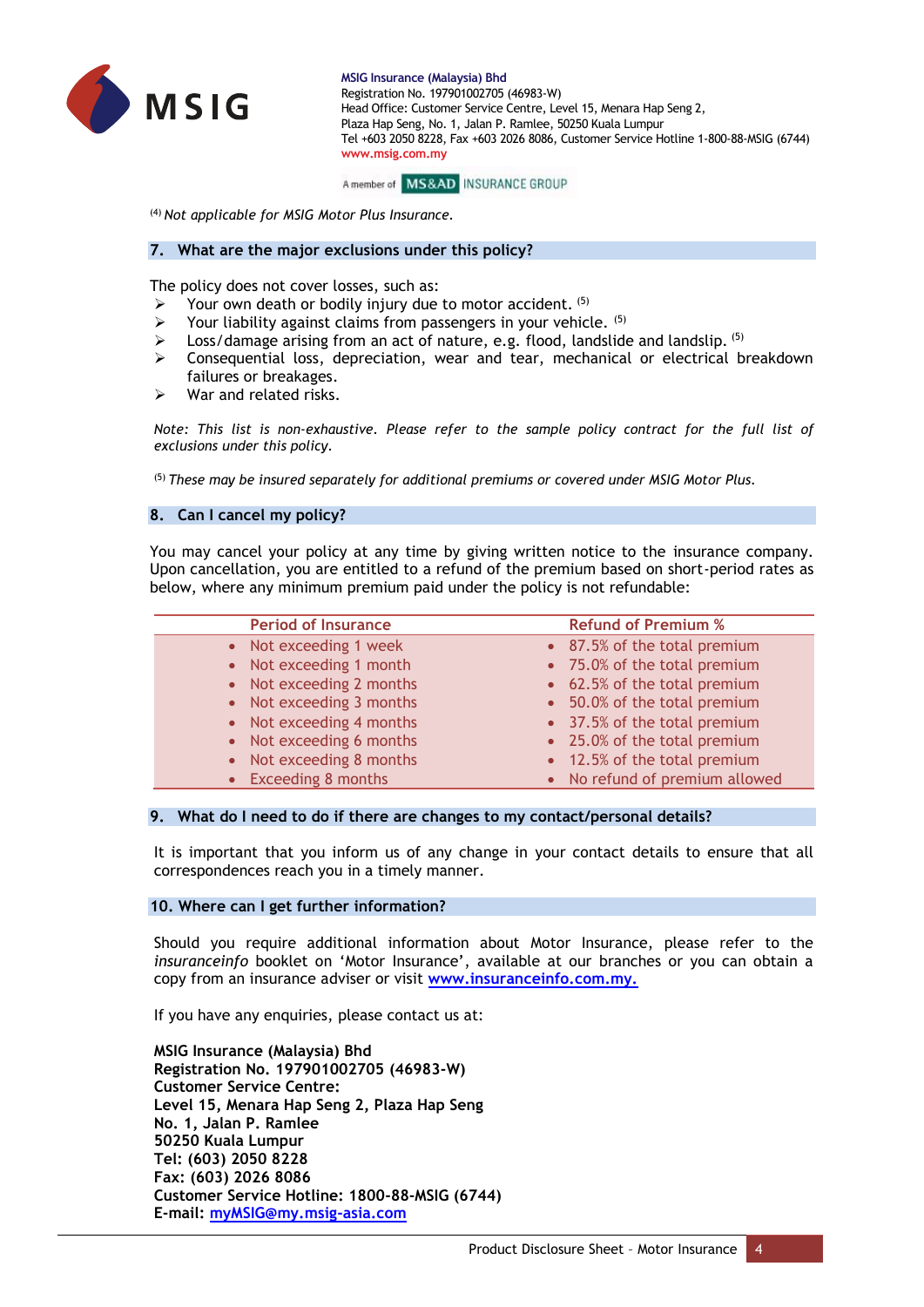**MSIG Insurance (Malaysia) Bhd**
Registration No. 197901002705 (46983-W)
Head Office: Customer Service Centre, Level 15, Menara Hap Seng 2,
Plaza Hap Seng, No. 1, Jalan P. Ramlee, 50250 Kuala Lumpur
Tel +603 2050 8228, Fax +603 2026 8086, Customer Service Hotline 1-800-88-MSIG (6744)
www.msig.com.my

A member of MS&AD INSURANCE GROUP

[4] *Not applicable for MSIG Motor Plus Insurance.*

## 7. What are the major exclusions under this policy?

The policy does not cover losses, such as:

- Your own death or bodily injury due to motor accident. [5]
- Your liability against claims from passengers in your vehicle. [5]
- Loss/damage arising from an act of nature, e.g. flood, landslide and landslip. [5]
- Consequential loss, depreciation, wear and tear, mechanical or electrical breakdown failures or breakages.
- War and related risks.

*Note: This list is non-exhaustive. Please refer to the sample policy contract for the full list of exclusions under this policy.*

[5] *These may be insured separately for additional premiums or covered under MSIG Motor Plus.*

## 8. Can I cancel my policy?

You may cancel your policy at any time by giving written notice to the insurance company. Upon cancellation, you are entitled to a refund of the premium based on short-period rates as below, where any minimum premium paid under the policy is not refundable:

| Period of Insurance | Refund of Premium % |
|---|---|
| Not exceeding 1 week | 87.5% of the total premium |
| Not exceeding 1 month | 75.0% of the total premium |
| Not exceeding 2 months | 62.5% of the total premium |
| Not exceeding 3 months | 50.0% of the total premium |
| Not exceeding 4 months | 37.5% of the total premium |
| Not exceeding 6 months | 25.0% of the total premium |
| Not exceeding 8 months | 12.5% of the total premium |
| Exceeding 8 months | No refund of premium allowed |

## 9. What do I need to do if there are changes to my contact/personal details?

It is important that you inform us of any change in your contact details to ensure that all correspondences reach you in a timely manner.

## 10. Where can I get further information?

Should you require additional information about Motor Insurance, please refer to the *insuranceinfo* booklet on 'Motor Insurance', available at our branches or you can obtain a copy from an insurance adviser or visit [www.insuranceinfo.com.my.](http://www.insuranceinfo.com.my)

If you have any enquiries, please contact us at:

**MSIG Insurance (Malaysia) Bhd**
**Registration No. 197901002705 (46983-W)**
**Customer Service Centre:**
**Level 15, Menara Hap Seng 2, Plaza Hap Seng**
**No. 1, Jalan P. Ramlee**
**50250 Kuala Lumpur**
**Tel: (603) 2050 8228**
**Fax: (603) 2026 8086**
**Customer Service Hotline: 1800-88-MSIG (6744)**
**E-mail: [myMSIG@my.msig-asia.com](mailto:myMSIG@my.msig-asia.com)**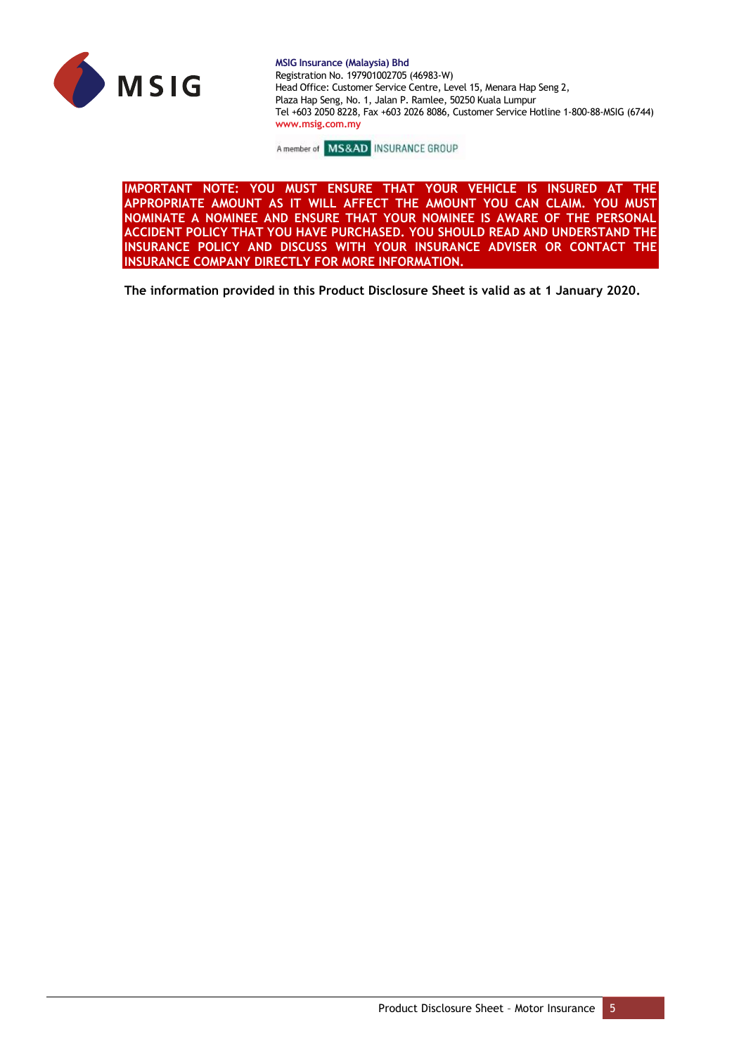**MSIG Insurance (Malaysia) Bhd**
Registration No. 197901002705 (46983-W)
Head Office: Customer Service Centre, Level 15, Menara Hap Seng 2,
Plaza Hap Seng, No. 1, Jalan P. Ramlee, 50250 Kuala Lumpur
Tel +603 2050 8228, Fax +603 2026 8086, Customer Service Hotline 1-800-88-MSIG (6744)
www.msig.com.my

A member of MS&AD INSURANCE GROUP

**IMPORTANT NOTE: YOU MUST ENSURE THAT YOUR VEHICLE IS INSURED AT THE APPROPRIATE AMOUNT AS IT WILL AFFECT THE AMOUNT YOU CAN CLAIM. YOU MUST NOMINATE A NOMINEE AND ENSURE THAT YOUR NOMINEE IS AWARE OF THE PERSONAL ACCIDENT POLICY THAT YOU HAVE PURCHASED. YOU SHOULD READ AND UNDERSTAND THE INSURANCE POLICY AND DISCUSS WITH YOUR INSURANCE ADVISER OR CONTACT THE INSURANCE COMPANY DIRECTLY FOR MORE INFORMATION.**

**The information provided in this Product Disclosure Sheet is valid as at 1 January 2020.**